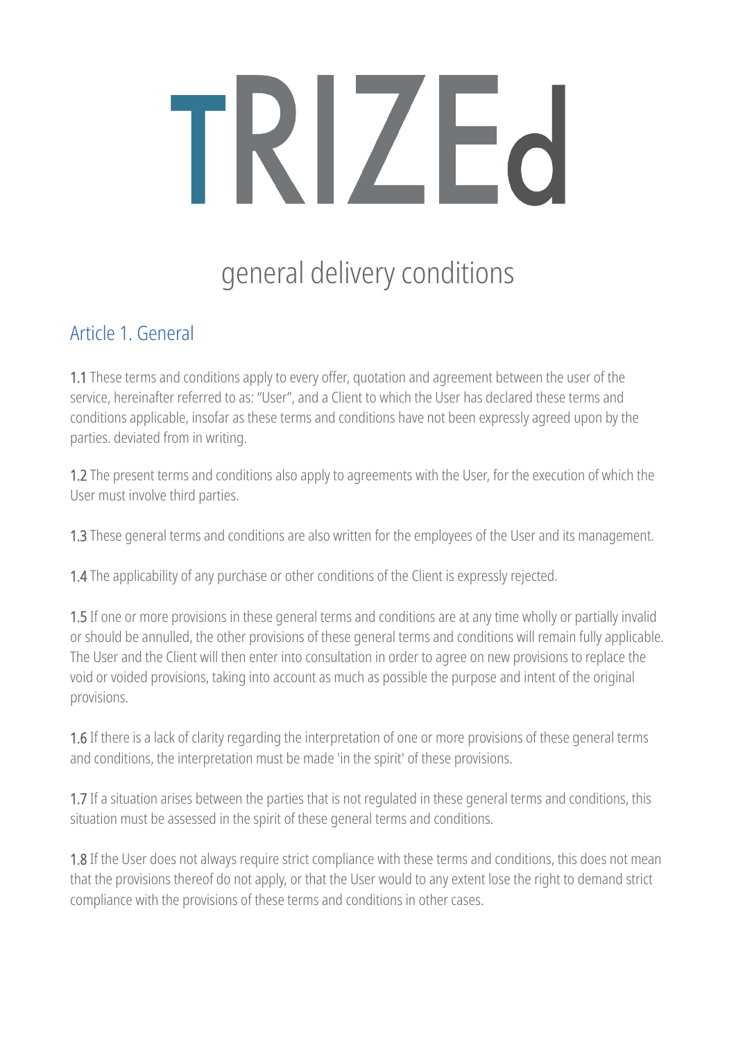# TRIZEd

## general delivery conditions

### Article 1. General

**1.1** These terms and conditions apply to every offer, quotation and agreement between the user of the service, hereinafter referred to as: "User", and a Client to which the User has declared these terms and conditions applicable, insofar as these terms and conditions have not been expressly agreed upon by the parties. deviated from in writing.

**1.2** The present terms and conditions also apply to agreements with the User, for the execution of which the User must involve third parties.

**1.3** These general terms and conditions are also written for the employees of the User and its management.

**1.4** The applicability of any purchase or other conditions of the Client is expressly rejected.

**1.5** If one or more provisions in these general terms and conditions are at any time wholly or partially invalid or should be annulled, the other provisions of these general terms and conditions will remain fully applicable. The User and the Client will then enter into consultation in order to agree on new provisions to replace the void or voided provisions, taking into account as much as possible the purpose and intent of the original provisions.

**1.6** If there is a lack of clarity regarding the interpretation of one or more provisions of these general terms and conditions, the interpretation must be made 'in the spirit' of these provisions.

**1.7** If a situation arises between the parties that is not regulated in these general terms and conditions, this situation must be assessed in the spirit of these general terms and conditions.

**1.8** If the User does not always require strict compliance with these terms and conditions, this does not mean that the provisions thereof do not apply, or that the User would to any extent lose the right to demand strict compliance with the provisions of these terms and conditions in other cases.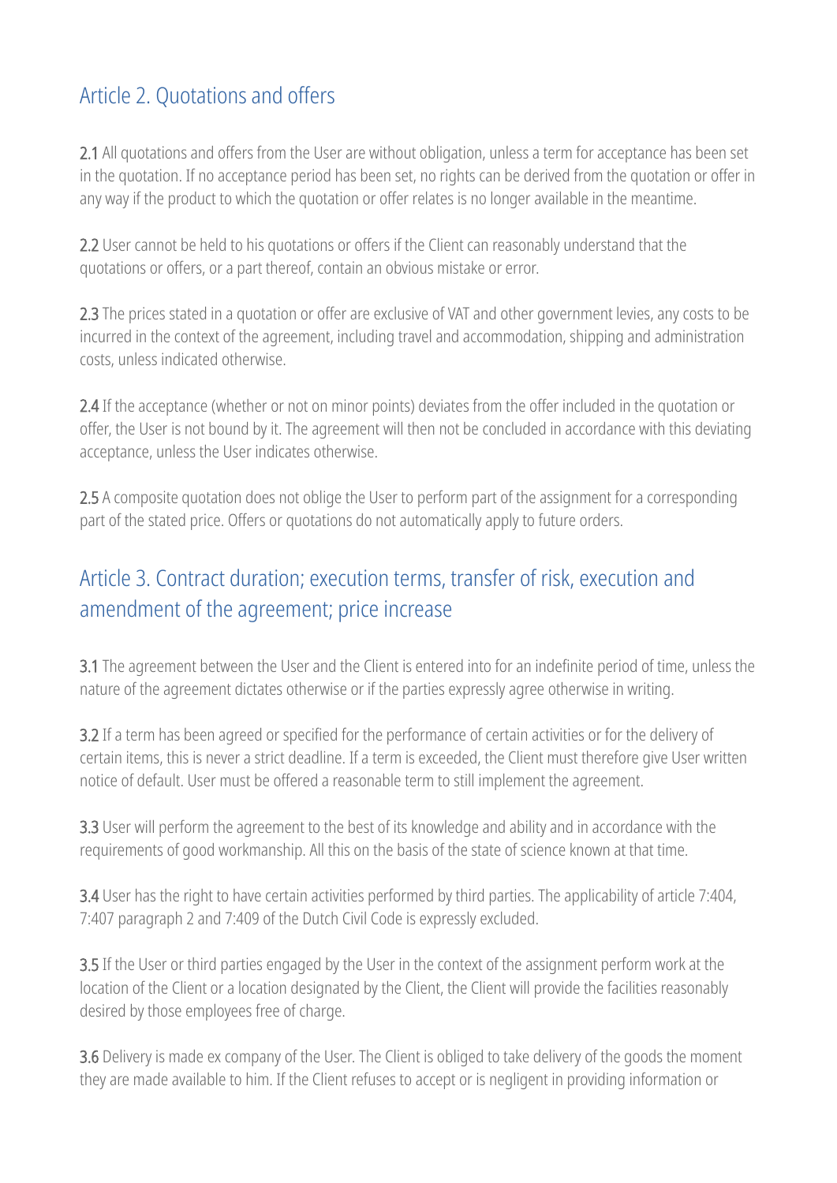## Article 2. Quotations and offers

**2.1** All quotations and offers from the User are without obligation, unless a term for acceptance has been set in the quotation. If no acceptance period has been set, no rights can be derived from the quotation or offer in any way if the product to which the quotation or offer relates is no longer available in the meantime.

**2.2** User cannot be held to his quotations or offers if the Client can reasonably understand that the quotations or offers, or a part thereof, contain an obvious mistake or error.

**2.3** The prices stated in a quotation or offer are exclusive of VAT and other government levies, any costs to be incurred in the context of the agreement, including travel and accommodation, shipping and administration costs, unless indicated otherwise.

**2.4** If the acceptance (whether or not on minor points) deviates from the offer included in the quotation or offer, the User is not bound by it. The agreement will then not be concluded in accordance with this deviating acceptance, unless the User indicates otherwise.

**2.5** A composite quotation does not oblige the User to perform part of the assignment for a corresponding part of the stated price. Offers or quotations do not automatically apply to future orders.

## Article 3. Contract duration; execution terms, transfer of risk, execution and amendment of the agreement; price increase

**3.1** The agreement between the User and the Client is entered into for an indefinite period of time, unless the nature of the agreement dictates otherwise or if the parties expressly agree otherwise in writing.

**3.2** If a term has been agreed or specified for the performance of certain activities or for the delivery of certain items, this is never a strict deadline. If a term is exceeded, the Client must therefore give User written notice of default. User must be offered a reasonable term to still implement the agreement.

**3.3** User will perform the agreement to the best of its knowledge and ability and in accordance with the requirements of good workmanship. All this on the basis of the state of science known at that time.

**3.4** User has the right to have certain activities performed by third parties. The applicability of article 7:404, 7:407 paragraph 2 and 7:409 of the Dutch Civil Code is expressly excluded.

**3.5** If the User or third parties engaged by the User in the context of the assignment perform work at the location of the Client or a location designated by the Client, the Client will provide the facilities reasonably desired by those employees free of charge.

**3.6** Delivery is made ex company of the User. The Client is obliged to take delivery of the goods the moment they are made available to him. If the Client refuses to accept or is negligent in providing information or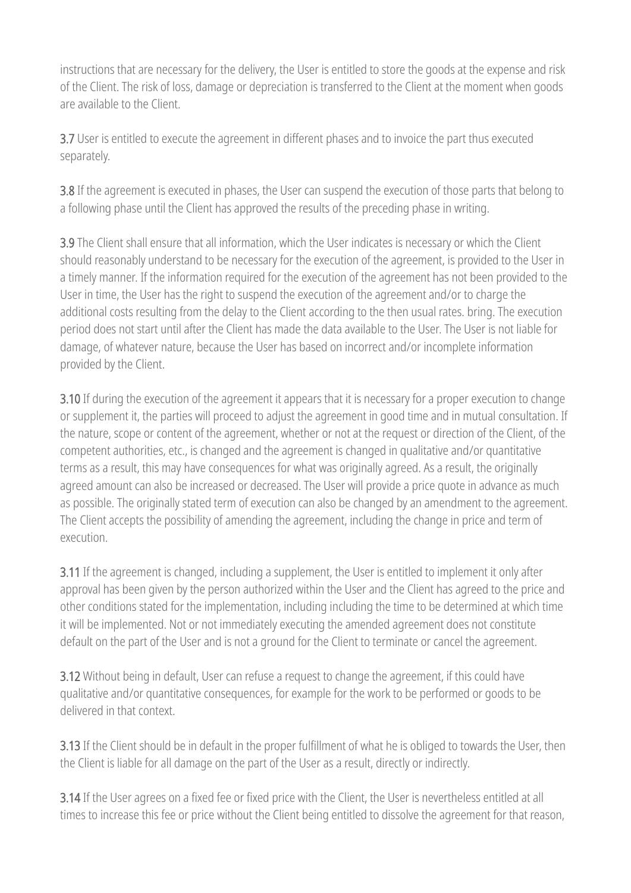instructions that are necessary for the delivery, the User is entitled to store the goods at the expense and risk of the Client. The risk of loss, damage or depreciation is transferred to the Client at the moment when goods are available to the Client.

**3.7** User is entitled to execute the agreement in different phases and to invoice the part thus executed separately.

**3.8** If the agreement is executed in phases, the User can suspend the execution of those parts that belong to a following phase until the Client has approved the results of the preceding phase in writing.

**3.9** The Client shall ensure that all information, which the User indicates is necessary or which the Client should reasonably understand to be necessary for the execution of the agreement, is provided to the User in a timely manner. If the information required for the execution of the agreement has not been provided to the User in time, the User has the right to suspend the execution of the agreement and/or to charge the additional costs resulting from the delay to the Client according to the then usual rates. bring. The execution period does not start until after the Client has made the data available to the User. The User is not liable for damage, of whatever nature, because the User has based on incorrect and/or incomplete information provided by the Client.

**3.10** If during the execution of the agreement it appears that it is necessary for a proper execution to change or supplement it, the parties will proceed to adjust the agreement in good time and in mutual consultation. If the nature, scope or content of the agreement, whether or not at the request or direction of the Client, of the competent authorities, etc., is changed and the agreement is changed in qualitative and/or quantitative terms as a result, this may have consequences for what was originally agreed. As a result, the originally agreed amount can also be increased or decreased. The User will provide a price quote in advance as much as possible. The originally stated term of execution can also be changed by an amendment to the agreement. The Client accepts the possibility of amending the agreement, including the change in price and term of execution.

**3.11** If the agreement is changed, including a supplement, the User is entitled to implement it only after approval has been given by the person authorized within the User and the Client has agreed to the price and other conditions stated for the implementation, including including the time to be determined at which time it will be implemented. Not or not immediately executing the amended agreement does not constitute default on the part of the User and is not a ground for the Client to terminate or cancel the agreement.

**3.12** Without being in default, User can refuse a request to change the agreement, if this could have qualitative and/or quantitative consequences, for example for the work to be performed or goods to be delivered in that context.

**3.13** If the Client should be in default in the proper fulfillment of what he is obliged to towards the User, then the Client is liable for all damage on the part of the User as a result, directly or indirectly.

**3.14** If the User agrees on a fixed fee or fixed price with the Client, the User is nevertheless entitled at all times to increase this fee or price without the Client being entitled to dissolve the agreement for that reason,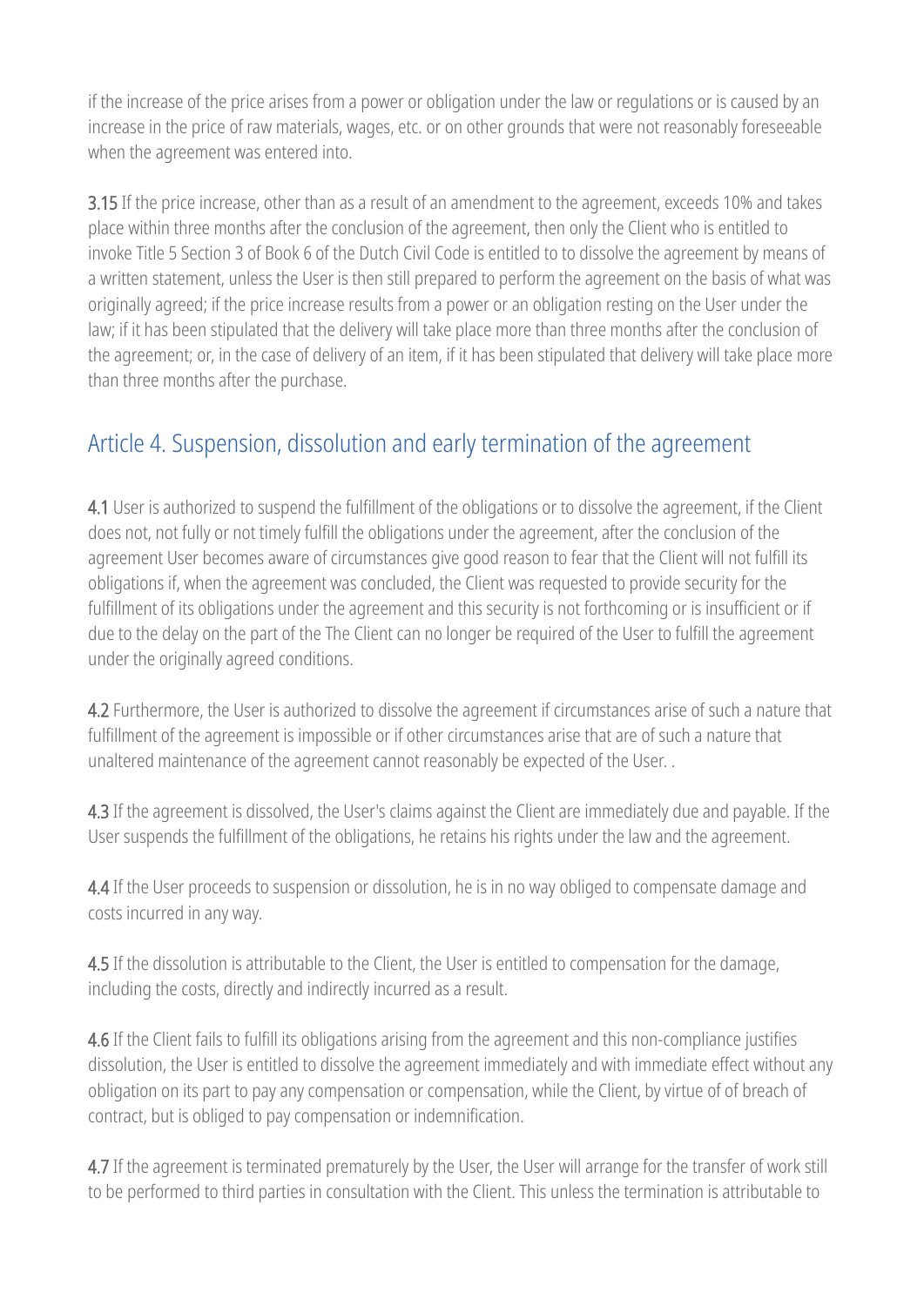if the increase of the price arises from a power or obligation under the law or regulations or is caused by an increase in the price of raw materials, wages, etc. or on other grounds that were not reasonably foreseeable when the agreement was entered into.

**3.15** If the price increase, other than as a result of an amendment to the agreement, exceeds 10% and takes place within three months after the conclusion of the agreement, then only the Client who is entitled to invoke Title 5 Section 3 of Book 6 of the Dutch Civil Code is entitled to to dissolve the agreement by means of a written statement, unless the User is then still prepared to perform the agreement on the basis of what was originally agreed; if the price increase results from a power or an obligation resting on the User under the law; if it has been stipulated that the delivery will take place more than three months after the conclusion of the agreement; or, in the case of delivery of an item, if it has been stipulated that delivery will take place more than three months after the purchase.

## Article 4. Suspension, dissolution and early termination of the agreement

**4.1** User is authorized to suspend the fulfillment of the obligations or to dissolve the agreement, if the Client does not, not fully or not timely fulfill the obligations under the agreement, after the conclusion of the agreement User becomes aware of circumstances give good reason to fear that the Client will not fulfill its obligations if, when the agreement was concluded, the Client was requested to provide security for the fulfillment of its obligations under the agreement and this security is not forthcoming or is insufficient or if due to the delay on the part of the The Client can no longer be required of the User to fulfill the agreement under the originally agreed conditions.

**4.2** Furthermore, the User is authorized to dissolve the agreement if circumstances arise of such a nature that fulfillment of the agreement is impossible or if other circumstances arise that are of such a nature that unaltered maintenance of the agreement cannot reasonably be expected of the User. .

**4.3** If the agreement is dissolved, the User's claims against the Client are immediately due and payable. If the User suspends the fulfillment of the obligations, he retains his rights under the law and the agreement.

**4.4** If the User proceeds to suspension or dissolution, he is in no way obliged to compensate damage and costs incurred in any way.

**4.5** If the dissolution is attributable to the Client, the User is entitled to compensation for the damage, including the costs, directly and indirectly incurred as a result.

**4.6** If the Client fails to fulfill its obligations arising from the agreement and this non-compliance justifies dissolution, the User is entitled to dissolve the agreement immediately and with immediate effect without any obligation on its part to pay any compensation or compensation, while the Client, by virtue of of breach of contract, but is obliged to pay compensation or indemnification.

**4.7** If the agreement is terminated prematurely by the User, the User will arrange for the transfer of work still to be performed to third parties in consultation with the Client. This unless the termination is attributable to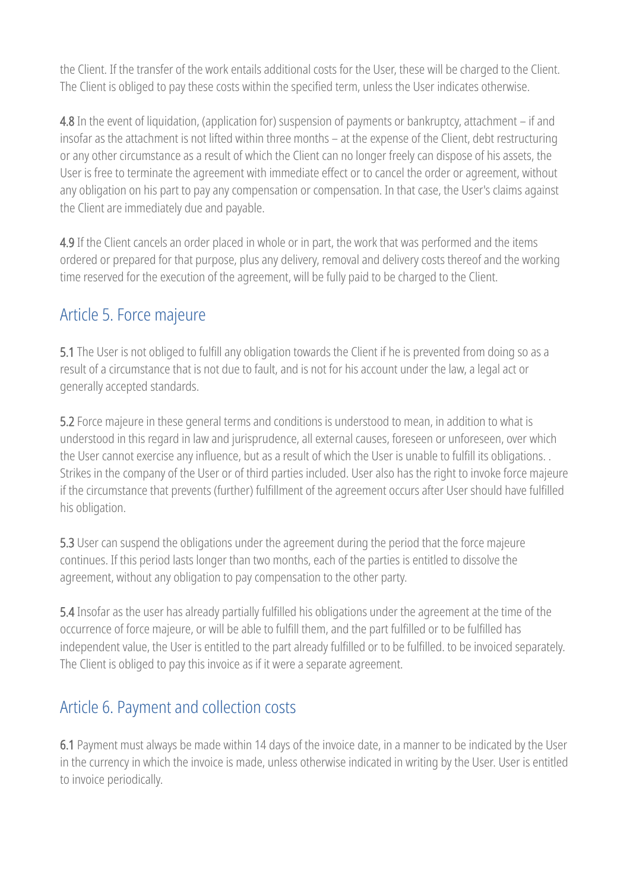the Client. If the transfer of the work entails additional costs for the User, these will be charged to the Client. The Client is obliged to pay these costs within the specified term, unless the User indicates otherwise.

**4.8** In the event of liquidation, (application for) suspension of payments or bankruptcy, attachment – if and insofar as the attachment is not lifted within three months – at the expense of the Client, debt restructuring or any other circumstance as a result of which the Client can no longer freely can dispose of his assets, the User is free to terminate the agreement with immediate effect or to cancel the order or agreement, without any obligation on his part to pay any compensation or compensation. In that case, the User's claims against the Client are immediately due and payable.

**4.9** If the Client cancels an order placed in whole or in part, the work that was performed and the items ordered or prepared for that purpose, plus any delivery, removal and delivery costs thereof and the working time reserved for the execution of the agreement, will be fully paid to be charged to the Client.

## Article 5. Force majeure

**5.1** The User is not obliged to fulfill any obligation towards the Client if he is prevented from doing so as a result of a circumstance that is not due to fault, and is not for his account under the law, a legal act or generally accepted standards.

**5.2** Force majeure in these general terms and conditions is understood to mean, in addition to what is understood in this regard in law and jurisprudence, all external causes, foreseen or unforeseen, over which the User cannot exercise any influence, but as a result of which the User is unable to fulfill its obligations. . Strikes in the company of the User or of third parties included. User also has the right to invoke force majeure if the circumstance that prevents (further) fulfillment of the agreement occurs after User should have fulfilled his obligation.

**5.3** User can suspend the obligations under the agreement during the period that the force majeure continues. If this period lasts longer than two months, each of the parties is entitled to dissolve the agreement, without any obligation to pay compensation to the other party.

**5.4** Insofar as the user has already partially fulfilled his obligations under the agreement at the time of the occurrence of force majeure, or will be able to fulfill them, and the part fulfilled or to be fulfilled has independent value, the User is entitled to the part already fulfilled or to be fulfilled. to be invoiced separately. The Client is obliged to pay this invoice as if it were a separate agreement.

## Article 6. Payment and collection costs

**6.1** Payment must always be made within 14 days of the invoice date, in a manner to be indicated by the User in the currency in which the invoice is made, unless otherwise indicated in writing by the User. User is entitled to invoice periodically.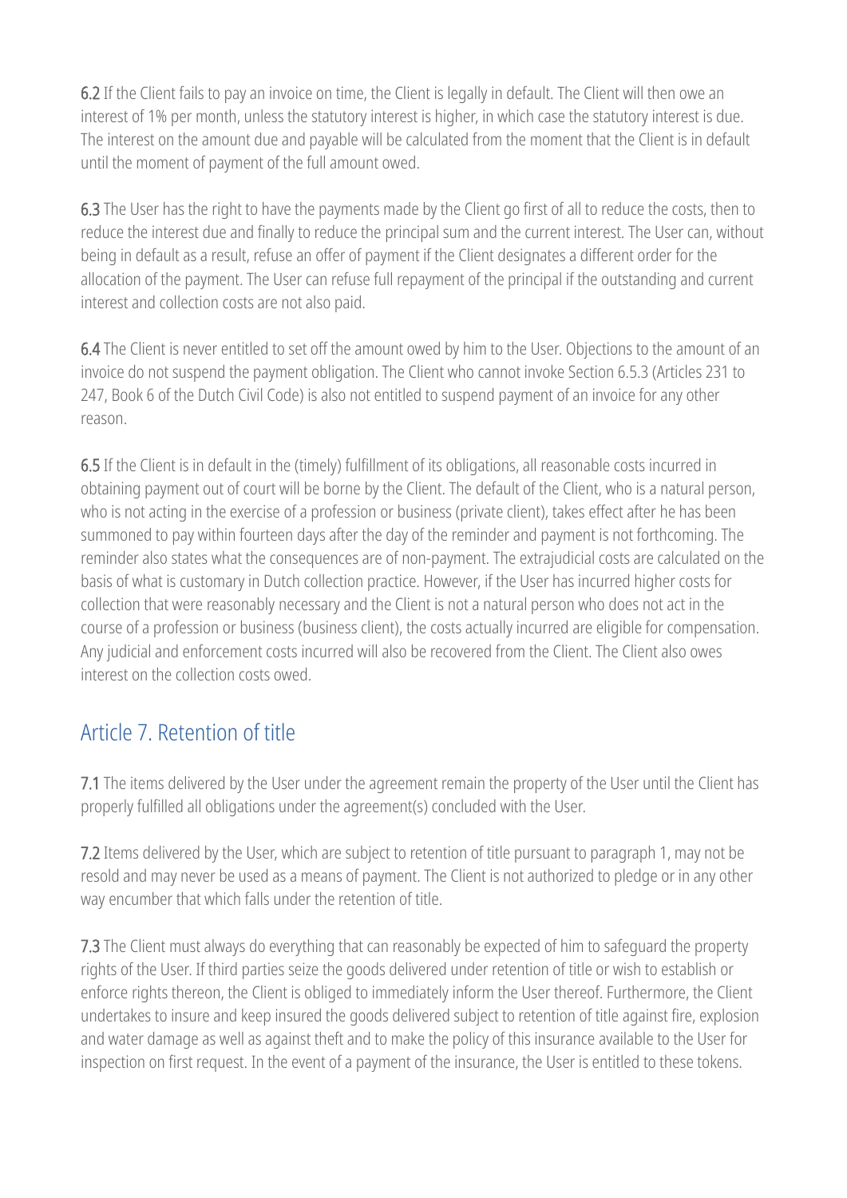**6.2** If the Client fails to pay an invoice on time, the Client is legally in default. The Client will then owe an interest of 1% per month, unless the statutory interest is higher, in which case the statutory interest is due. The interest on the amount due and payable will be calculated from the moment that the Client is in default until the moment of payment of the full amount owed.

**6.3** The User has the right to have the payments made by the Client go first of all to reduce the costs, then to reduce the interest due and finally to reduce the principal sum and the current interest. The User can, without being in default as a result, refuse an offer of payment if the Client designates a different order for the allocation of the payment. The User can refuse full repayment of the principal if the outstanding and current interest and collection costs are not also paid.

**6.4** The Client is never entitled to set off the amount owed by him to the User. Objections to the amount of an invoice do not suspend the payment obligation. The Client who cannot invoke Section 6.5.3 (Articles 231 to 247, Book 6 of the Dutch Civil Code) is also not entitled to suspend payment of an invoice for any other reason.

**6.5** If the Client is in default in the (timely) fulfillment of its obligations, all reasonable costs incurred in obtaining payment out of court will be borne by the Client. The default of the Client, who is a natural person, who is not acting in the exercise of a profession or business (private client), takes effect after he has been summoned to pay within fourteen days after the day of the reminder and payment is not forthcoming. The reminder also states what the consequences are of non-payment. The extrajudicial costs are calculated on the basis of what is customary in Dutch collection practice. However, if the User has incurred higher costs for collection that were reasonably necessary and the Client is not a natural person who does not act in the course of a profession or business (business client), the costs actually incurred are eligible for compensation. Any judicial and enforcement costs incurred will also be recovered from the Client. The Client also owes interest on the collection costs owed.

## Article 7. Retention of title

**7.1** The items delivered by the User under the agreement remain the property of the User until the Client has properly fulfilled all obligations under the agreement(s) concluded with the User.

**7.2** Items delivered by the User, which are subject to retention of title pursuant to paragraph 1, may not be resold and may never be used as a means of payment. The Client is not authorized to pledge or in any other way encumber that which falls under the retention of title.

**7.3** The Client must always do everything that can reasonably be expected of him to safeguard the property rights of the User. If third parties seize the goods delivered under retention of title or wish to establish or enforce rights thereon, the Client is obliged to immediately inform the User thereof. Furthermore, the Client undertakes to insure and keep insured the goods delivered subject to retention of title against fire, explosion and water damage as well as against theft and to make the policy of this insurance available to the User for inspection on first request. In the event of a payment of the insurance, the User is entitled to these tokens.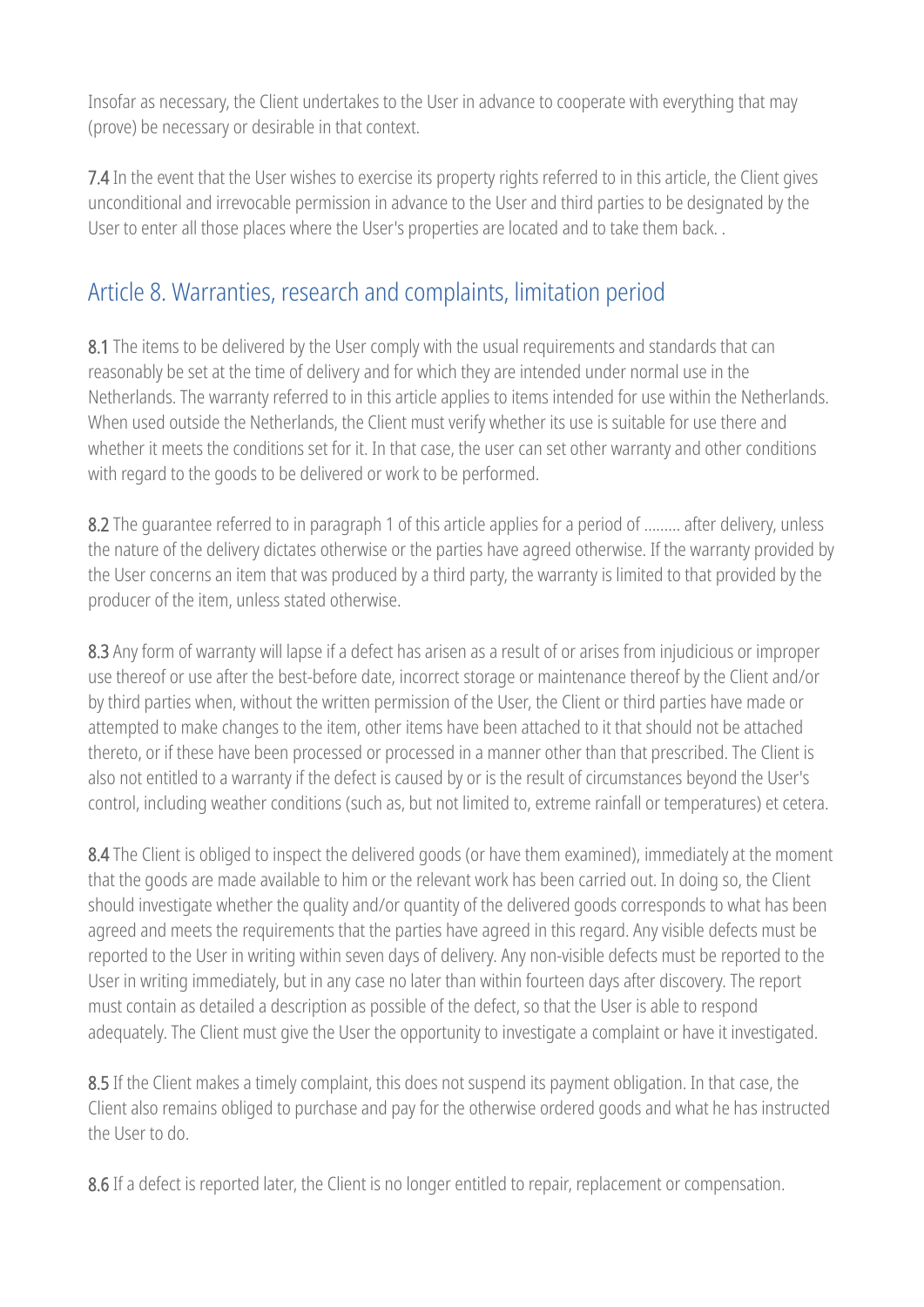Insofar as necessary, the Client undertakes to the User in advance to cooperate with everything that may (prove) be necessary or desirable in that context.

**7.4** In the event that the User wishes to exercise its property rights referred to in this article, the Client gives unconditional and irrevocable permission in advance to the User and third parties to be designated by the User to enter all those places where the User's properties are located and to take them back. .

## Article 8. Warranties, research and complaints, limitation period

**8.1** The items to be delivered by the User comply with the usual requirements and standards that can reasonably be set at the time of delivery and for which they are intended under normal use in the Netherlands. The warranty referred to in this article applies to items intended for use within the Netherlands. When used outside the Netherlands, the Client must verify whether its use is suitable for use there and whether it meets the conditions set for it. In that case, the user can set other warranty and other conditions with regard to the goods to be delivered or work to be performed.

**8.2** The guarantee referred to in paragraph 1 of this article applies for a period of ......... after delivery, unless the nature of the delivery dictates otherwise or the parties have agreed otherwise. If the warranty provided by the User concerns an item that was produced by a third party, the warranty is limited to that provided by the producer of the item, unless stated otherwise.

**8.3** Any form of warranty will lapse if a defect has arisen as a result of or arises from injudicious or improper use thereof or use after the best-before date, incorrect storage or maintenance thereof by the Client and/or by third parties when, without the written permission of the User, the Client or third parties have made or attempted to make changes to the item, other items have been attached to it that should not be attached thereto, or if these have been processed or processed in a manner other than that prescribed. The Client is also not entitled to a warranty if the defect is caused by or is the result of circumstances beyond the User's control, including weather conditions (such as, but not limited to, extreme rainfall or temperatures) et cetera.

**8.4** The Client is obliged to inspect the delivered goods (or have them examined), immediately at the moment that the goods are made available to him or the relevant work has been carried out. In doing so, the Client should investigate whether the quality and/or quantity of the delivered goods corresponds to what has been agreed and meets the requirements that the parties have agreed in this regard. Any visible defects must be reported to the User in writing within seven days of delivery. Any non-visible defects must be reported to the User in writing immediately, but in any case no later than within fourteen days after discovery. The report must contain as detailed a description as possible of the defect, so that the User is able to respond adequately. The Client must give the User the opportunity to investigate a complaint or have it investigated.

**8.5** If the Client makes a timely complaint, this does not suspend its payment obligation. In that case, the Client also remains obliged to purchase and pay for the otherwise ordered goods and what he has instructed the User to do.

**8.6** If a defect is reported later, the Client is no longer entitled to repair, replacement or compensation.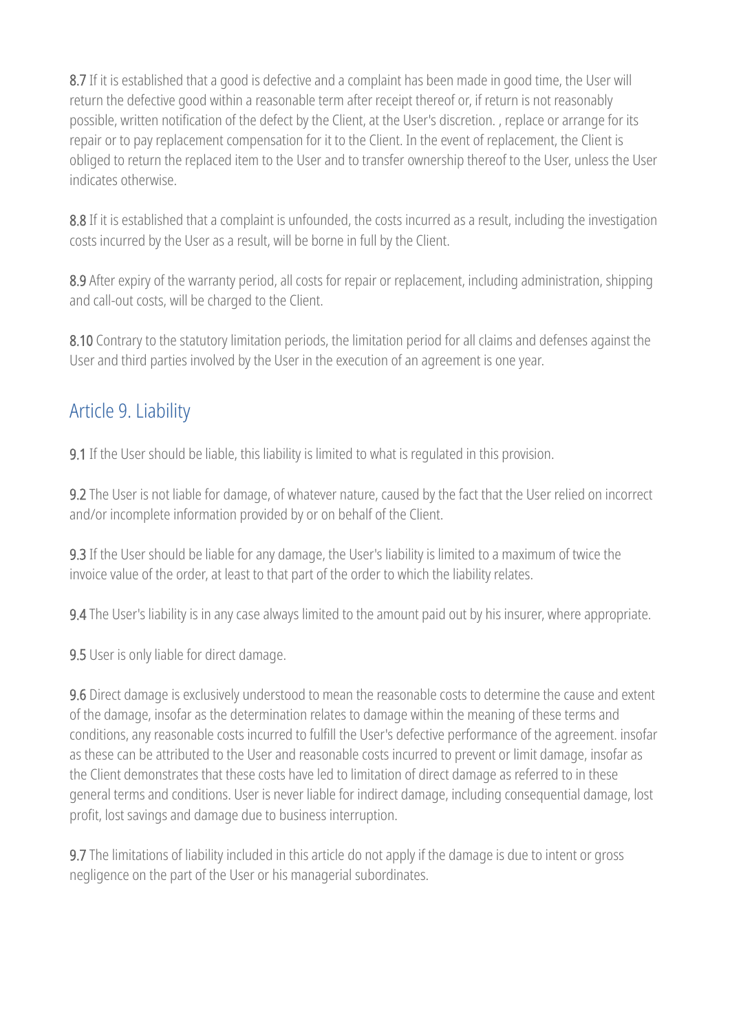**8.7** If it is established that a good is defective and a complaint has been made in good time, the User will return the defective good within a reasonable term after receipt thereof or, if return is not reasonably possible, written notification of the defect by the Client, at the User's discretion. , replace or arrange for its repair or to pay replacement compensation for it to the Client. In the event of replacement, the Client is obliged to return the replaced item to the User and to transfer ownership thereof to the User, unless the User indicates otherwise.

**8.8** If it is established that a complaint is unfounded, the costs incurred as a result, including the investigation costs incurred by the User as a result, will be borne in full by the Client.

**8.9** After expiry of the warranty period, all costs for repair or replacement, including administration, shipping and call-out costs, will be charged to the Client.

**8.10** Contrary to the statutory limitation periods, the limitation period for all claims and defenses against the User and third parties involved by the User in the execution of an agreement is one year.

## Article 9. Liability

**9.1** If the User should be liable, this liability is limited to what is regulated in this provision.

**9.2** The User is not liable for damage, of whatever nature, caused by the fact that the User relied on incorrect and/or incomplete information provided by or on behalf of the Client.

**9.3** If the User should be liable for any damage, the User's liability is limited to a maximum of twice the invoice value of the order, at least to that part of the order to which the liability relates.

**9.4** The User's liability is in any case always limited to the amount paid out by his insurer, where appropriate.

**9.5** User is only liable for direct damage.

**9.6** Direct damage is exclusively understood to mean the reasonable costs to determine the cause and extent of the damage, insofar as the determination relates to damage within the meaning of these terms and conditions, any reasonable costs incurred to fulfill the User's defective performance of the agreement. insofar as these can be attributed to the User and reasonable costs incurred to prevent or limit damage, insofar as the Client demonstrates that these costs have led to limitation of direct damage as referred to in these general terms and conditions. User is never liable for indirect damage, including consequential damage, lost profit, lost savings and damage due to business interruption.

**9.7** The limitations of liability included in this article do not apply if the damage is due to intent or gross negligence on the part of the User or his managerial subordinates.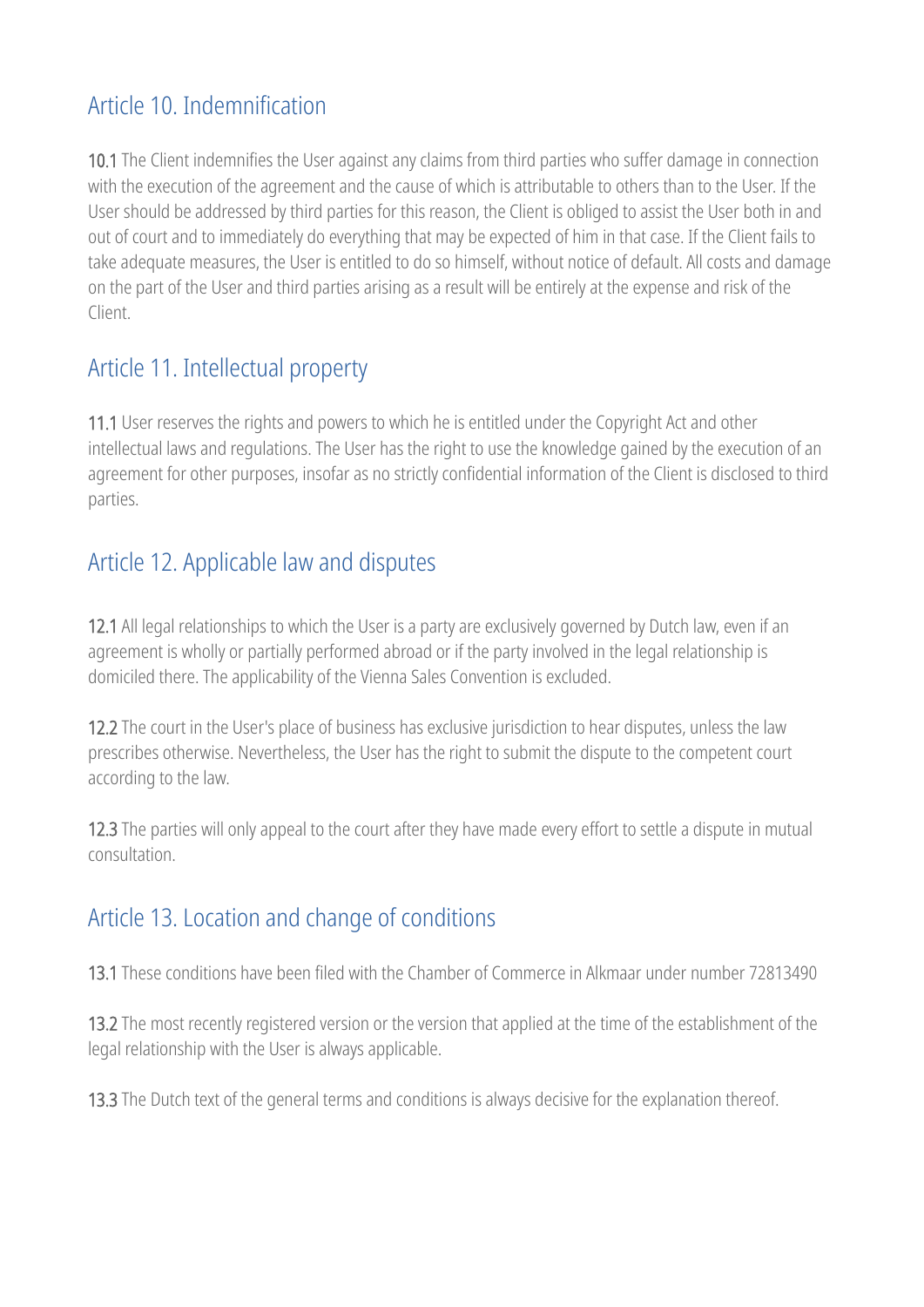## Article 10. Indemnification

**10.1** The Client indemnifies the User against any claims from third parties who suffer damage in connection with the execution of the agreement and the cause of which is attributable to others than to the User. If the User should be addressed by third parties for this reason, the Client is obliged to assist the User both in and out of court and to immediately do everything that may be expected of him in that case. If the Client fails to take adequate measures, the User is entitled to do so himself, without notice of default. All costs and damage on the part of the User and third parties arising as a result will be entirely at the expense and risk of the Client.

## Article 11. Intellectual property

**11.1** User reserves the rights and powers to which he is entitled under the Copyright Act and other intellectual laws and regulations. The User has the right to use the knowledge gained by the execution of an agreement for other purposes, insofar as no strictly confidential information of the Client is disclosed to third parties.

## Article 12. Applicable law and disputes

**12.1** All legal relationships to which the User is a party are exclusively governed by Dutch law, even if an agreement is wholly or partially performed abroad or if the party involved in the legal relationship is domiciled there. The applicability of the Vienna Sales Convention is excluded.

**12.2** The court in the User's place of business has exclusive jurisdiction to hear disputes, unless the law prescribes otherwise. Nevertheless, the User has the right to submit the dispute to the competent court according to the law.

**12.3** The parties will only appeal to the court after they have made every effort to settle a dispute in mutual consultation.

## Article 13. Location and change of conditions

**13.1** These conditions have been filed with the Chamber of Commerce in Alkmaar under number 72813490

**13.2** The most recently registered version or the version that applied at the time of the establishment of the legal relationship with the User is always applicable.

**13.3** The Dutch text of the general terms and conditions is always decisive for the explanation thereof.